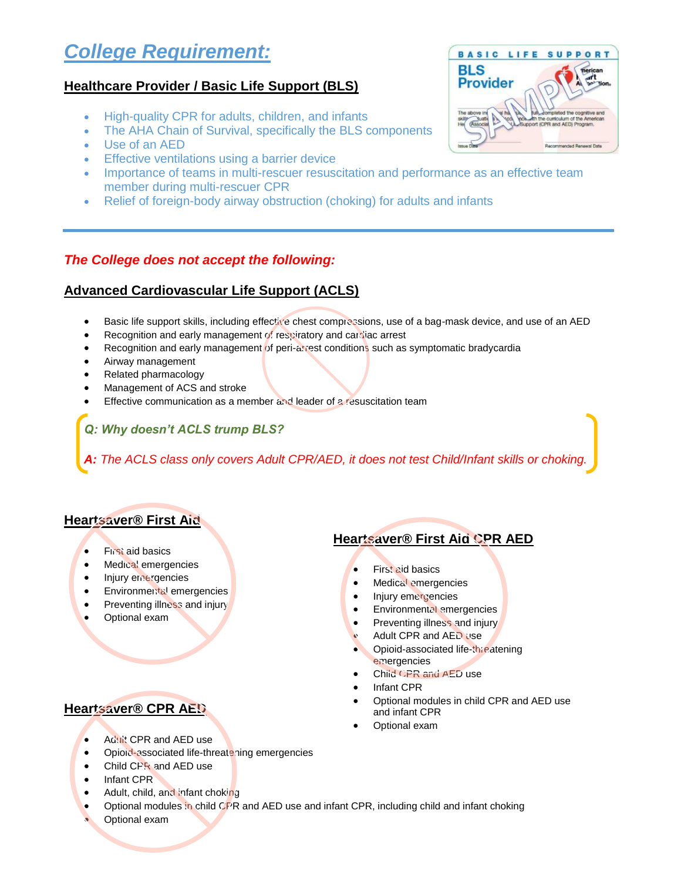# College Requirement:

## Healthcare Provider / Basic Life Support (BLS)

- High-quality CPR for adults, children, and infants
- The AHA Chain of Survival, specifically the BLS components
- Use of an AED
- Effective ventilations using a barrier device
- Importance of teams in multi-rescuer resuscitation and performance as an effective team member during multi-rescuer CPR
- Relief of foreign-body airway obstruction (choking) for adults and infants

---

***The College does not accept the following:***

## Advanced Cardiovascular Life Support (ACLS)

- Basic life support skills, including effective chest compressions, use of a bag-mask device, and use of an AED
- Recognition and early management of respiratory and cardiac arrest
- Recognition and early management of peri-arrest conditions such as symptomatic bradycardia
- Airway management
- Related pharmacology
- Management of ACS and stroke
- Effective communication as a member and leader of a resuscitation team

***Q: Why doesn't ACLS trump BLS?***

***A:** The ACLS class only covers Adult CPR/AED, it does not test Child/Infant skills or choking.*

## Heartsaver® First Aid

- First aid basics
- Medical emergencies
- Injury emergencies
- Environmental emergencies
- Preventing illness and injury
- Optional exam

## Heartsaver® First Aid CPR AED

- First aid basics
- Medical emergencies
- Injury emergencies
- Environmental emergencies
- Preventing illness and injury
- Adult CPR and AED use
- Opioid-associated life-threatening emergencies
- Child CPR and AED use
- Infant CPR
- Optional modules in child CPR and AED use and infant CPR
- Optional exam

## Heartsaver® CPR AED

- Adult CPR and AED use
- Opioid-associated life-threatening emergencies
- Child CPR and AED use
- Infant CPR
- Adult, child, and infant choking
- Optional modules in child CPR and AED use and infant CPR, including child and infant choking
- Optional exam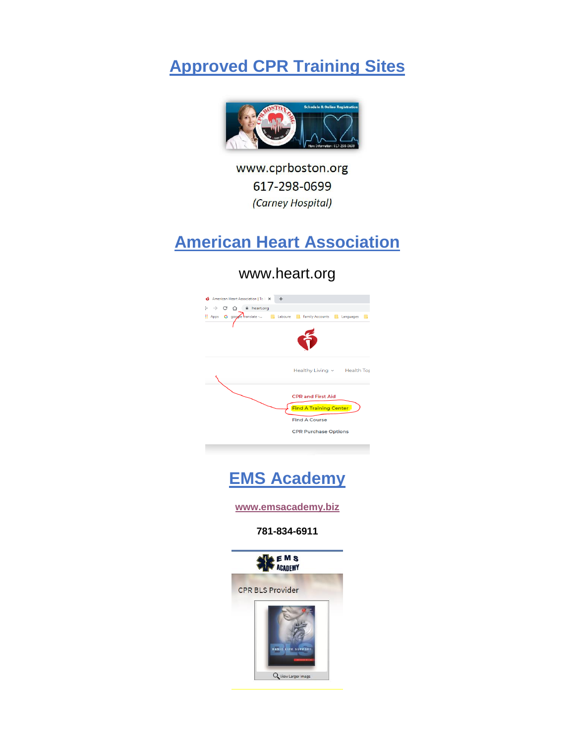# Approved CPR Training Sites

www.cprboston.org

617-298-0699

*(Carney Hospital)*

## American Heart Association

www.heart.org

## EMS Academy

www.emsacademy.biz

**781-834-6911**